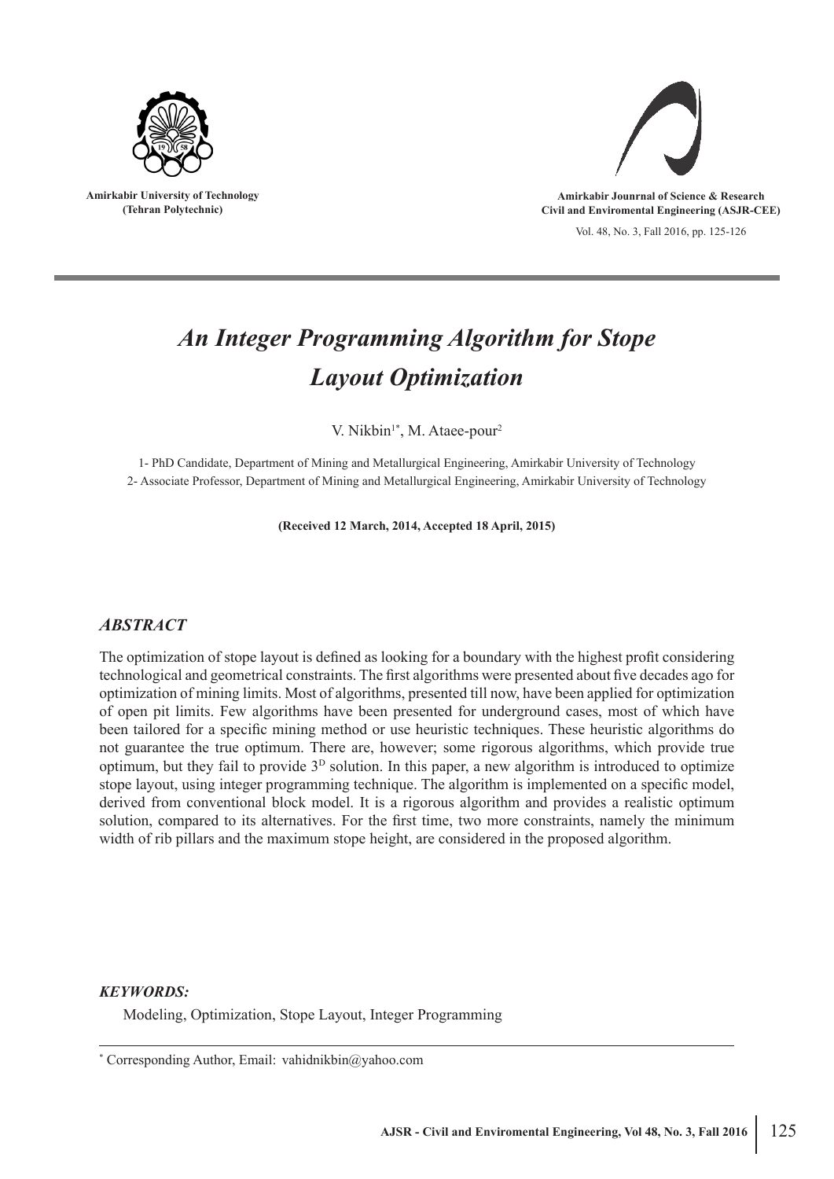Amirkabir University of Technology
(Tehran Polytechnic)

Amirkabir Jounrnal of Science & Research
Civil and Enviromental Engineering (ASJR-CEE)

# *An Integer Programming Algorithm for Stope Layout Optimization*

V. Nikbin[1*], M. Ataee-pour[2]

1- PhD Candidate, Department of Mining and Metallurgical Engineering, Amirkabir University of Technology
2- Associate Professor, Department of Mining and Metallurgical Engineering, Amirkabir University of Technology

**(Received 12 March, 2014, Accepted 18 April, 2015)**

## *ABSTRACT*

The optimization of stope layout is defined as looking for a boundary with the highest profit considering technological and geometrical constraints. The first algorithms were presented about five decades ago for optimization of mining limits. Most of algorithms, presented till now, have been applied for optimization of open pit limits. Few algorithms have been presented for underground cases, most of which have been tailored for a specific mining method or use heuristic techniques. These heuristic algorithms do not guarantee the true optimum. There are, however; some rigorous algorithms, which provide true optimum, but they fail to provide $3^D$ solution. In this paper, a new algorithm is introduced to optimize stope layout, using integer programming technique. The algorithm is implemented on a specific model, derived from conventional block model. It is a rigorous algorithm and provides a realistic optimum solution, compared to its alternatives. For the first time, two more constraints, namely the minimum width of rib pillars and the maximum stope height, are considered in the proposed algorithm.

### *KEYWORDS:*

Modeling, Optimization, Stope Layout, Integer Programming

[*] Corresponding Author, Email: vahidnikbin@yahoo.com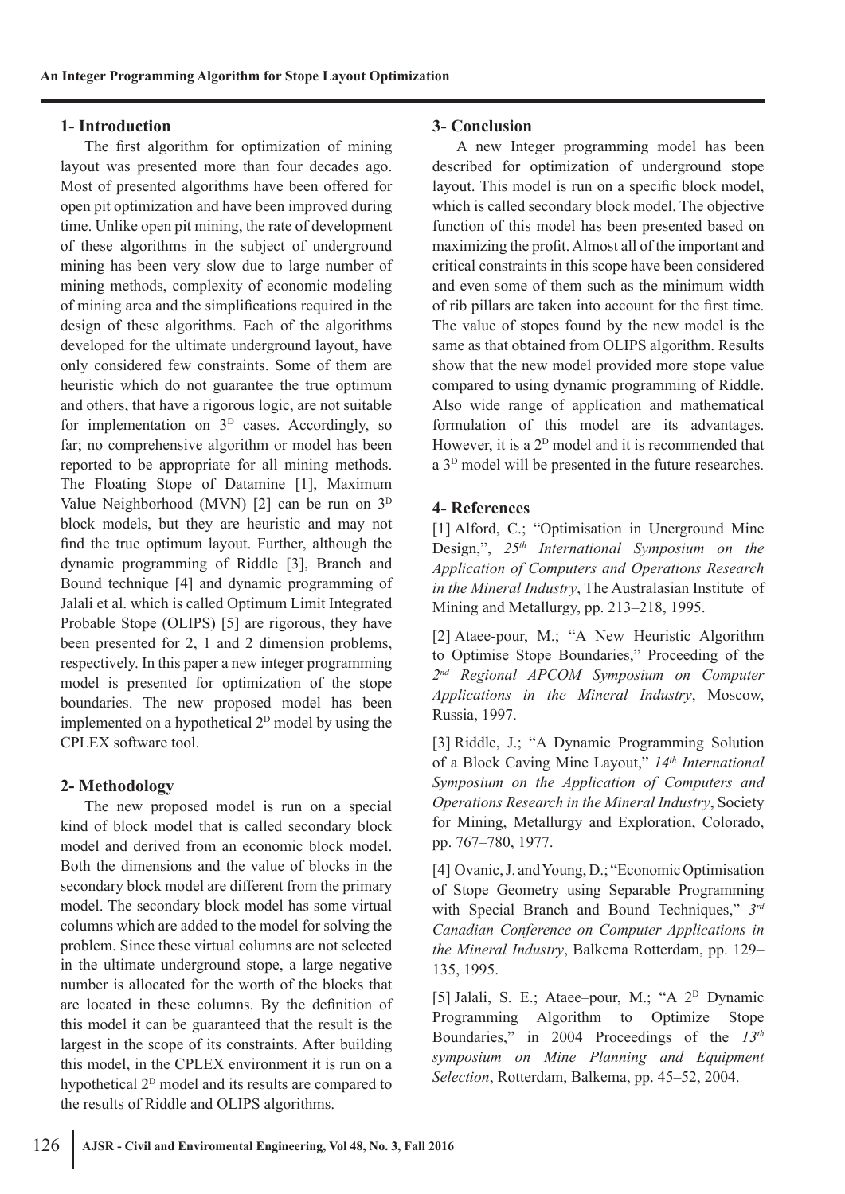## 1- Introduction

The first algorithm for optimization of mining layout was presented more than four decades ago. Most of presented algorithms have been offered for open pit optimization and have been improved during time. Unlike open pit mining, the rate of development of these algorithms in the subject of underground mining has been very slow due to large number of mining methods, complexity of economic modeling of mining area and the simplifications required in the design of these algorithms. Each of the algorithms developed for the ultimate underground layout, have only considered few constraints. Some of them are heuristic which do not guarantee the true optimum and others, that have a rigorous logic, are not suitable for implementation on $3^D$ cases. Accordingly, so far; no comprehensive algorithm or model has been reported to be appropriate for all mining methods. The Floating Stope of Datamine [1], Maximum Value Neighborhood (MVN) [2] can be run on $3^D$ block models, but they are heuristic and may not find the true optimum layout. Further, although the dynamic programming of Riddle [3], Branch and Bound technique [4] and dynamic programming of Jalali et al. which is called Optimum Limit Integrated Probable Stope (OLIPS) [5] are rigorous, they have been presented for 2, 1 and 2 dimension problems, respectively. In this paper a new integer programming model is presented for optimization of the stope boundaries. The new proposed model has been implemented on a hypothetical $2^D$ model by using the CPLEX software tool.

## 2- Methodology

The new proposed model is run on a special kind of block model that is called secondary block model and derived from an economic block model. Both the dimensions and the value of blocks in the secondary block model are different from the primary model. The secondary block model has some virtual columns which are added to the model for solving the problem. Since these virtual columns are not selected in the ultimate underground stope, a large negative number is allocated for the worth of the blocks that are located in these columns. By the definition of this model it can be guaranteed that the result is the largest in the scope of its constraints. After building this model, in the CPLEX environment it is run on a hypothetical $2^D$ model and its results are compared to the results of Riddle and OLIPS algorithms.

## 3- Conclusion

A new Integer programming model has been described for optimization of underground stope layout. This model is run on a specific block model, which is called secondary block model. The objective function of this model has been presented based on maximizing the profit. Almost all of the important and critical constraints in this scope have been considered and even some of them such as the minimum width of rib pillars are taken into account for the first time. The value of stopes found by the new model is the same as that obtained from OLIPS algorithm. Results show that the new model provided more stope value compared to using dynamic programming of Riddle. Also wide range of application and mathematical formulation of this model are its advantages. However, it is a $2^D$ model and it is recommended that a $3^D$ model will be presented in the future researches.

## 4- References

[1] Alford, C.; "Optimisation in Unerground Mine Design,", *25th International Symposium on the Application of Computers and Operations Research in the Mineral Industry*, The Australasian Institute of Mining and Metallurgy, pp. 213–218, 1995.

[2] Ataee-pour, M.; "A New Heuristic Algorithm to Optimise Stope Boundaries," Proceeding of the *2nd Regional APCOM Symposium on Computer Applications in the Mineral Industry*, Moscow, Russia, 1997.

[3] Riddle, J.; "A Dynamic Programming Solution of a Block Caving Mine Layout," *14th International Symposium on the Application of Computers and Operations Research in the Mineral Industry*, Society for Mining, Metallurgy and Exploration, Colorado, pp. 767–780, 1977.

[4] Ovanic, J. and Young, D.; "Economic Optimisation of Stope Geometry using Separable Programming with Special Branch and Bound Techniques," *3rd Canadian Conference on Computer Applications in the Mineral Industry*, Balkema Rotterdam, pp. 129–135, 1995.

[5] Jalali, S. E.; Ataee–pour, M.; "A $2^D$ Dynamic Programming Algorithm to Optimize Stope Boundaries," in 2004 Proceedings of the *13th symposium on Mine Planning and Equipment Selection*, Rotterdam, Balkema, pp. 45–52, 2004.